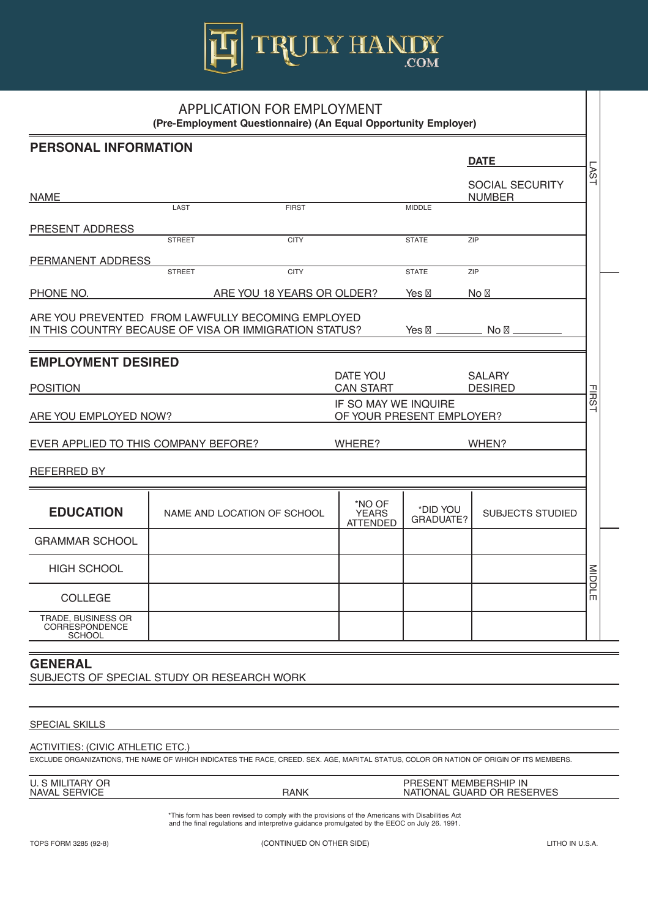TRULY HANDY .COM

# APPLICATION FOR EMPLOYMENT

**(Pre-Employment Questionnaire) (An Equal Opportunity Employer)**

## PERSONAL INFORMATION

**DATE**

NAME ______ LAST ______ FIRST ______ MIDDLE

SOCIAL SECURITY NUMBER

PRESENT ADDRESS ______ STREET ______ CITY ______ STATE ______ ZIP

PERMANENT ADDRESS ______ STREET ______ CITY ______ STATE ______ ZIP

PHONE NO. ______ ARE YOU 18 YEARS OR OLDER? Yes ☐ No ☐

ARE YOU PREVENTED FROM LAWFULLY BECOMING EMPLOYED IN THIS COUNTRY BECAUSE OF VISA OR IMMIGRATION STATUS? Yes ☐ ______ No ☐ ______

## EMPLOYMENT DESIRED

POSITION ______ DATE YOU CAN START ______ SALARY DESIRED

ARE YOU EMPLOYED NOW? ______ IF SO MAY WE INQUIRE OF YOUR PRESENT EMPLOYER?

EVER APPLIED TO THIS COMPANY BEFORE? ______ WHERE? ______ WHEN?

REFERRED BY

| **EDUCATION** | NAME AND LOCATION OF SCHOOL | *NO OF YEARS ATTENDED | *DID YOU GRADUATE? | SUBJECTS STUDIED |
|---|---|---|---|---|
| GRAMMAR SCHOOL | | | | |
| HIGH SCHOOL | | | | |
| COLLEGE | | | | |
| TRADE, BUSINESS OR CORRESPONDENCE SCHOOL | | | | |

## GENERAL

SUBJECTS OF SPECIAL STUDY OR RESEARCH WORK

SPECIAL SKILLS

ACTIVITIES: (CIVIC ATHLETIC ETC.)

EXCLUDE ORGANIZATIONS, THE NAME OF WHICH INDICATES THE RACE, CREED. SEX. AGE, MARITAL STATUS, COLOR OR NATION OF ORIGIN OF ITS MEMBERS.

U. S MILITARY OR NAVAL SERVICE ______ RANK ______ PRESENT MEMBERSHIP IN NATIONAL GUARD OR RESERVES

*This form has been revised to comply with the provisions of the Americans with Disabilities Act and the final regulations and interpretive guidance promulgated by the EEOC on July 26. 1991.

TOPS FORM 3285 (92-8) (CONTINUED ON OTHER SIDE) LITHO IN U.S.A.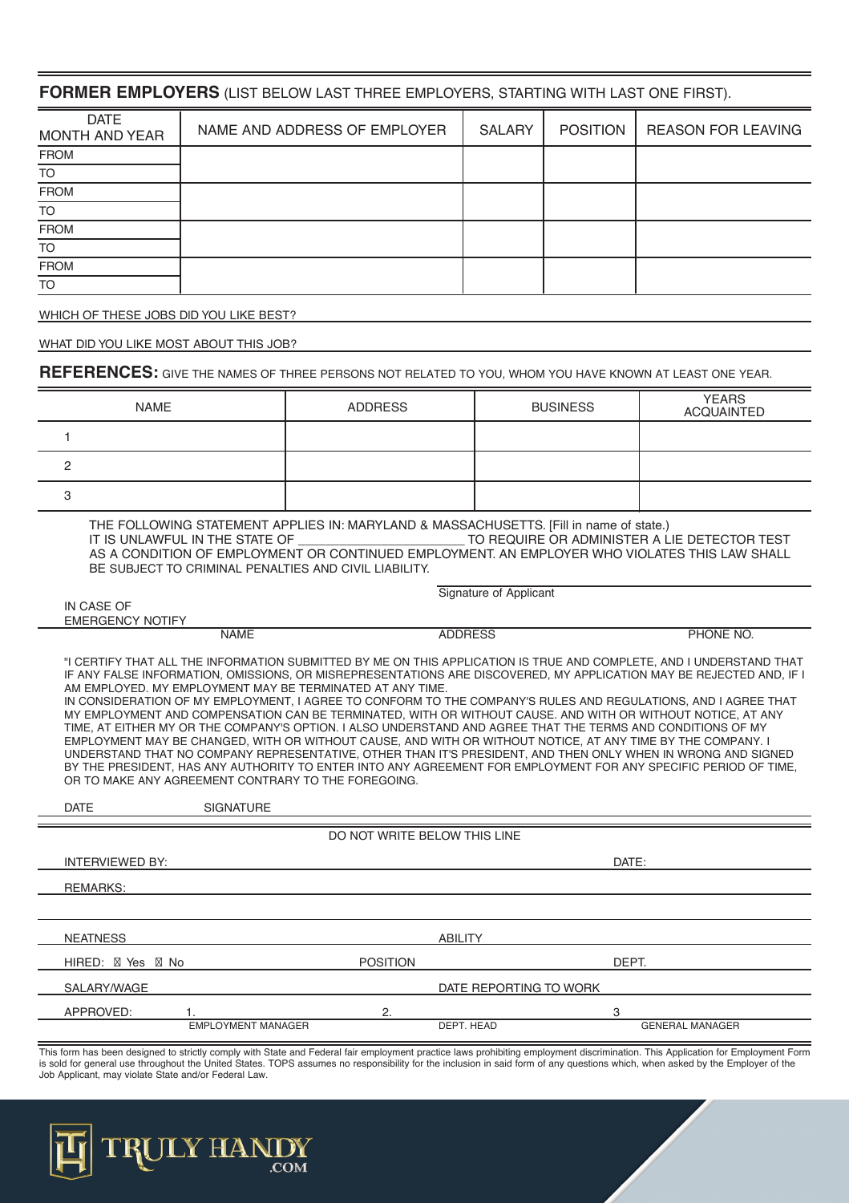## FORMER EMPLOYERS (LIST BELOW LAST THREE EMPLOYERS, STARTING WITH LAST ONE FIRST).

| DATE MONTH AND YEAR | NAME AND ADDRESS OF EMPLOYER | SALARY | POSITION | REASON FOR LEAVING |
|---|---|---|---|---|
| FROM<br>TO | | | | |
| FROM<br>TO | | | | |
| FROM<br>TO | | | | |
| FROM<br>TO | | | | |

WHICH OF THESE JOBS DID YOU LIKE BEST?

WHAT DID YOU LIKE MOST ABOUT THIS JOB?

## REFERENCES: GIVE THE NAMES OF THREE PERSONS NOT RELATED TO YOU, WHOM YOU HAVE KNOWN AT LEAST ONE YEAR.

| NAME | ADDRESS | BUSINESS | YEARS ACQUAINTED |
|---|---|---|---|
| 1 | | | |
| 2 | | | |
| 3 | | | |

THE FOLLOWING STATEMENT APPLIES IN: MARYLAND & MASSACHUSETTS. [Fill in name of state.)
IT IS UNLAWFUL IN THE STATE OF ______________________ TO REQUIRE OR ADMINISTER A LIE DETECTOR TEST AS A CONDITION OF EMPLOYMENT OR CONTINUED EMPLOYMENT. AN EMPLOYER WHO VIOLATES THIS LAW SHALL BE SUBJECT TO CRIMINAL PENALTIES AND CIVIL LIABILITY.

Signature of Applicant

IN CASE OF EMERGENCY NOTIFY

NAME | ADDRESS | PHONE NO.

"I CERTIFY THAT ALL THE INFORMATION SUBMITTED BY ME ON THIS APPLICATION IS TRUE AND COMPLETE, AND I UNDERSTAND THAT IF ANY FALSE INFORMATION, OMISSIONS, OR MISREPRESENTATIONS ARE DISCOVERED, MY APPLICATION MAY BE REJECTED AND, IF I AM EMPLOYED. MY EMPLOYMENT MAY BE TERMINATED AT ANY TIME.
IN CONSIDERATION OF MY EMPLOYMENT, I AGREE TO CONFORM TO THE COMPANY'S RULES AND REGULATIONS, AND I AGREE THAT MY EMPLOYMENT AND COMPENSATION CAN BE TERMINATED, WITH OR WITHOUT CAUSE. AND WITH OR WITHOUT NOTICE, AT ANY TIME, AT EITHER MY OR THE COMPANY'S OPTION. I ALSO UNDERSTAND AND AGREE THAT THE TERMS AND CONDITIONS OF MY EMPLOYMENT MAY BE CHANGED, WITH OR WITHOUT CAUSE, AND WITH OR WITHOUT NOTICE, AT ANY TIME BY THE COMPANY. I UNDERSTAND THAT NO COMPANY REPRESENTATIVE, OTHER THAN IT'S PRESIDENT, AND THEN ONLY WHEN IN WRONG AND SIGNED BY THE PRESIDENT, HAS ANY AUTHORITY TO ENTER INTO ANY AGREEMENT FOR EMPLOYMENT FOR ANY SPECIFIC PERIOD OF TIME, OR TO MAKE ANY AGREEMENT CONTRARY TO THE FOREGOING.

DATE SIGNATURE

DO NOT WRITE BELOW THIS LINE

INTERVIEWED BY: DATE:

REMARKS:

NEATNESS ABILITY

HIRED: ☐ Yes ☐ No POSITION DEPT.

SALARY/WAGE DATE REPORTING TO WORK

APPROVED: 1. EMPLOYMENT MANAGER 2. DEPT. HEAD 3 GENERAL MANAGER

This form has been designed to strictly comply with State and Federal fair employment practice laws prohibiting employment discrimination. This Application for Employment Form is sold for general use throughout the United States. TOPS assumes no responsibility for the inclusion in said form of any questions which, when asked by the Employer of the Job Applicant, may violate State and/or Federal Law.

TRULY HANDY .COM